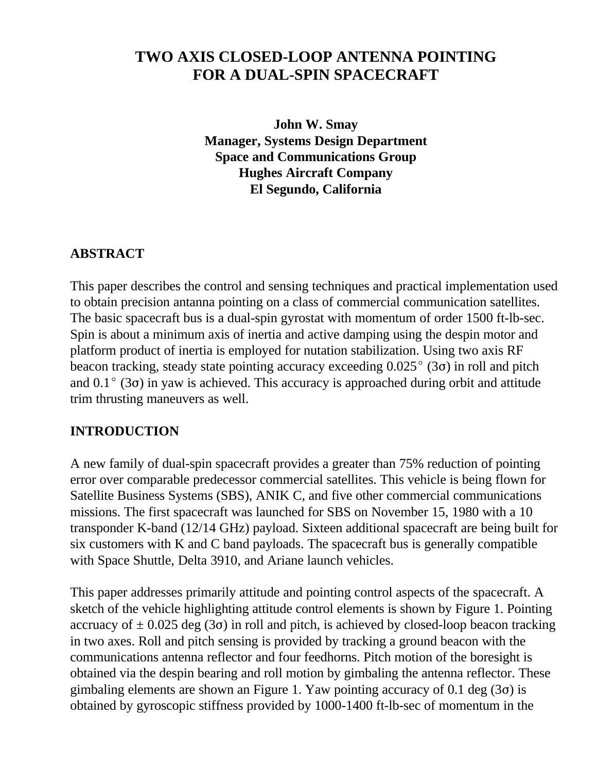# TWO AXIS CLOSED-LOOP ANTENNA POINTING FOR A DUAL-SPIN SPACECRAFT

**John W. Smay**
**Manager, Systems Design Department**
**Space and Communications Group**
**Hughes Aircraft Company**
**El Segundo, California**

## ABSTRACT

This paper describes the control and sensing techniques and practical implementation used to obtain precision antanna pointing on a class of commercial communication satellites. The basic spacecraft bus is a dual-spin gyrostat with momentum of order 1500 ft-lb-sec. Spin is about a minimum axis of inertia and active damping using the despin motor and platform product of inertia is employed for nutation stabilization. Using two axis RF beacon tracking, steady state pointing accuracy exceeding 0.025° (3σ) in roll and pitch and 0.1° (3σ) in yaw is achieved. This accuracy is approached during orbit and attitude trim thrusting maneuvers as well.

## INTRODUCTION

A new family of dual-spin spacecraft provides a greater than 75% reduction of pointing error over comparable predecessor commercial satellites. This vehicle is being flown for Satellite Business Systems (SBS), ANIK C, and five other commercial communications missions. The first spacecraft was launched for SBS on November 15, 1980 with a 10 transponder K-band (12/14 GHz) payload. Sixteen additional spacecraft are being built for six customers with K and C band payloads. The spacecraft bus is generally compatible with Space Shuttle, Delta 3910, and Ariane launch vehicles.

This paper addresses primarily attitude and pointing control aspects of the spacecraft. A sketch of the vehicle highlighting attitude control elements is shown by Figure 1. Pointing accruacy of ± 0.025 deg (3σ) in roll and pitch, is achieved by closed-loop beacon tracking in two axes. Roll and pitch sensing is provided by tracking a ground beacon with the communications antenna reflector and four feedhorns. Pitch motion of the boresight is obtained via the despin bearing and roll motion by gimbaling the antenna reflector. These gimbaling elements are shown an Figure 1. Yaw pointing accuracy of 0.1 deg (3σ) is obtained by gyroscopic stiffness provided by 1000-1400 ft-lb-sec of momentum in the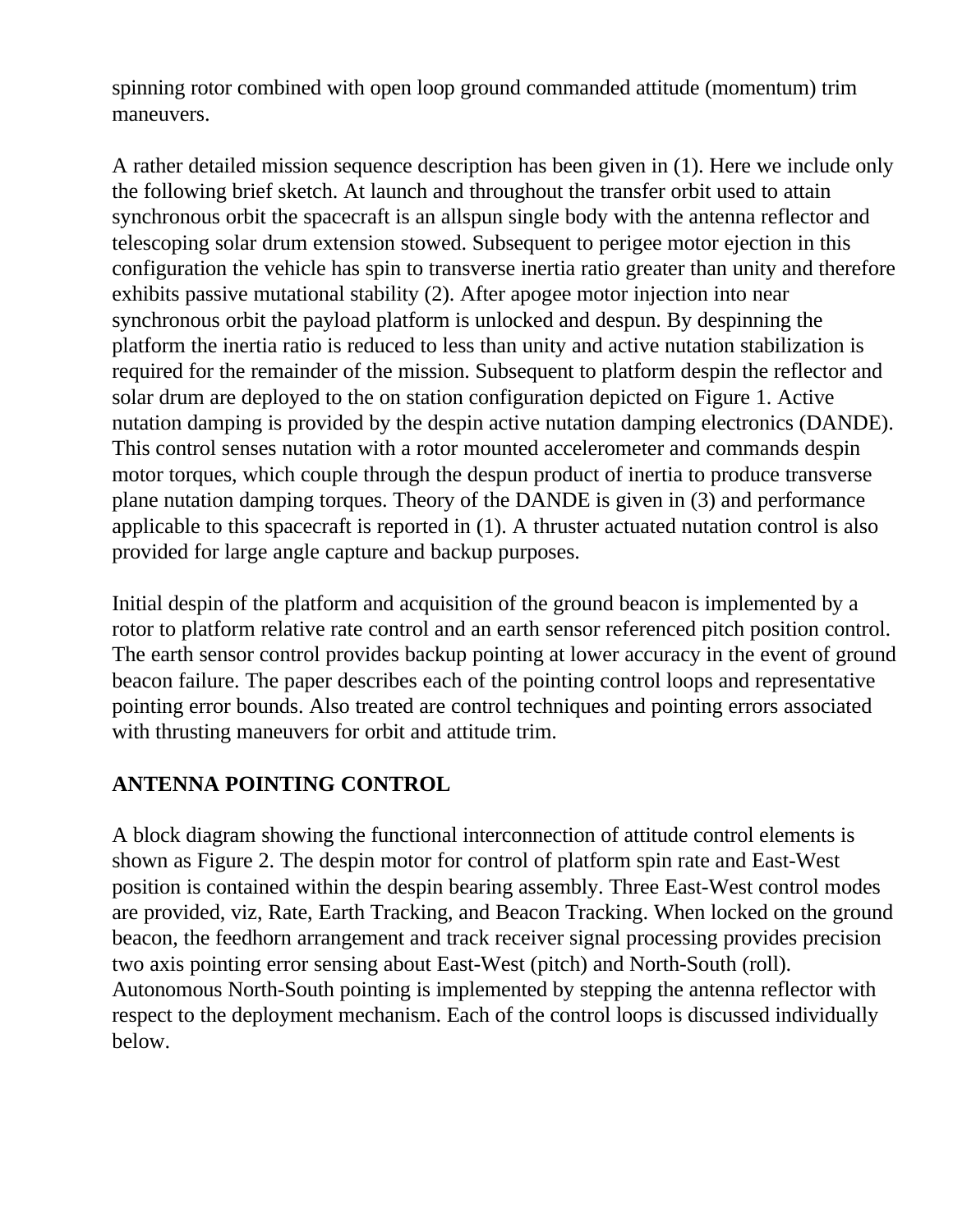spinning rotor combined with open loop ground commanded attitude (momentum) trim maneuvers.

A rather detailed mission sequence description has been given in (1). Here we include only the following brief sketch. At launch and throughout the transfer orbit used to attain synchronous orbit the spacecraft is an allspun single body with the antenna reflector and telescoping solar drum extension stowed. Subsequent to perigee motor ejection in this configuration the vehicle has spin to transverse inertia ratio greater than unity and therefore exhibits passive mutational stability (2). After apogee motor injection into near synchronous orbit the payload platform is unlocked and despun. By despinning the platform the inertia ratio is reduced to less than unity and active nutation stabilization is required for the remainder of the mission. Subsequent to platform despin the reflector and solar drum are deployed to the on station configuration depicted on Figure 1. Active nutation damping is provided by the despin active nutation damping electronics (DANDE). This control senses nutation with a rotor mounted accelerometer and commands despin motor torques, which couple through the despun product of inertia to produce transverse plane nutation damping torques. Theory of the DANDE is given in (3) and performance applicable to this spacecraft is reported in (1). A thruster actuated nutation control is also provided for large angle capture and backup purposes.

Initial despin of the platform and acquisition of the ground beacon is implemented by a rotor to platform relative rate control and an earth sensor referenced pitch position control. The earth sensor control provides backup pointing at lower accuracy in the event of ground beacon failure. The paper describes each of the pointing control loops and representative pointing error bounds. Also treated are control techniques and pointing errors associated with thrusting maneuvers for orbit and attitude trim.

## ANTENNA POINTING CONTROL

A block diagram showing the functional interconnection of attitude control elements is shown as Figure 2. The despin motor for control of platform spin rate and East-West position is contained within the despin bearing assembly. Three East-West control modes are provided, viz, Rate, Earth Tracking, and Beacon Tracking. When locked on the ground beacon, the feedhorn arrangement and track receiver signal processing provides precision two axis pointing error sensing about East-West (pitch) and North-South (roll). Autonomous North-South pointing is implemented by stepping the antenna reflector with respect to the deployment mechanism. Each of the control loops is discussed individually below.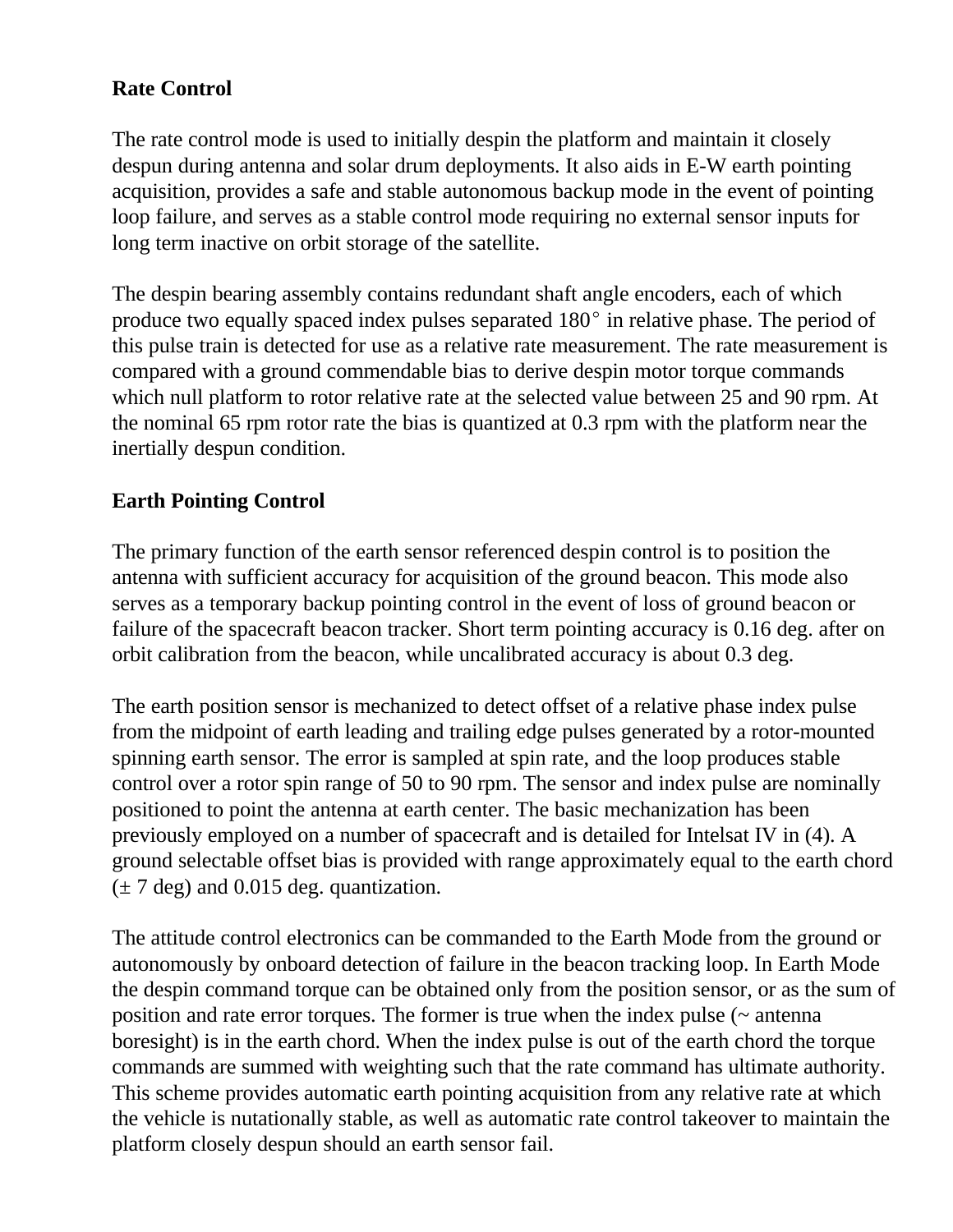**Rate Control**

The rate control mode is used to initially despin the platform and maintain it closely despun during antenna and solar drum deployments. It also aids in E-W earth pointing acquisition, provides a safe and stable autonomous backup mode in the event of pointing loop failure, and serves as a stable control mode requiring no external sensor inputs for long term inactive on orbit storage of the satellite.

The despin bearing assembly contains redundant shaft angle encoders, each of which produce two equally spaced index pulses separated 180° in relative phase. The period of this pulse train is detected for use as a relative rate measurement. The rate measurement is compared with a ground commendable bias to derive despin motor torque commands which null platform to rotor relative rate at the selected value between 25 and 90 rpm. At the nominal 65 rpm rotor rate the bias is quantized at 0.3 rpm with the platform near the inertially despun condition.

**Earth Pointing Control**

The primary function of the earth sensor referenced despin control is to position the antenna with sufficient accuracy for acquisition of the ground beacon. This mode also serves as a temporary backup pointing control in the event of loss of ground beacon or failure of the spacecraft beacon tracker. Short term pointing accuracy is 0.16 deg. after on orbit calibration from the beacon, while uncalibrated accuracy is about 0.3 deg.

The earth position sensor is mechanized to detect offset of a relative phase index pulse from the midpoint of earth leading and trailing edge pulses generated by a rotor-mounted spinning earth sensor. The error is sampled at spin rate, and the loop produces stable control over a rotor spin range of 50 to 90 rpm. The sensor and index pulse are nominally positioned to point the antenna at earth center. The basic mechanization has been previously employed on a number of spacecraft and is detailed for Intelsat IV in (4). A ground selectable offset bias is provided with range approximately equal to the earth chord (± 7 deg) and 0.015 deg. quantization.

The attitude control electronics can be commanded to the Earth Mode from the ground or autonomously by onboard detection of failure in the beacon tracking loop. In Earth Mode the despin command torque can be obtained only from the position sensor, or as the sum of position and rate error torques. The former is true when the index pulse (~ antenna boresight) is in the earth chord. When the index pulse is out of the earth chord the torque commands are summed with weighting such that the rate command has ultimate authority. This scheme provides automatic earth pointing acquisition from any relative rate at which the vehicle is nutationally stable, as well as automatic rate control takeover to maintain the platform closely despun should an earth sensor fail.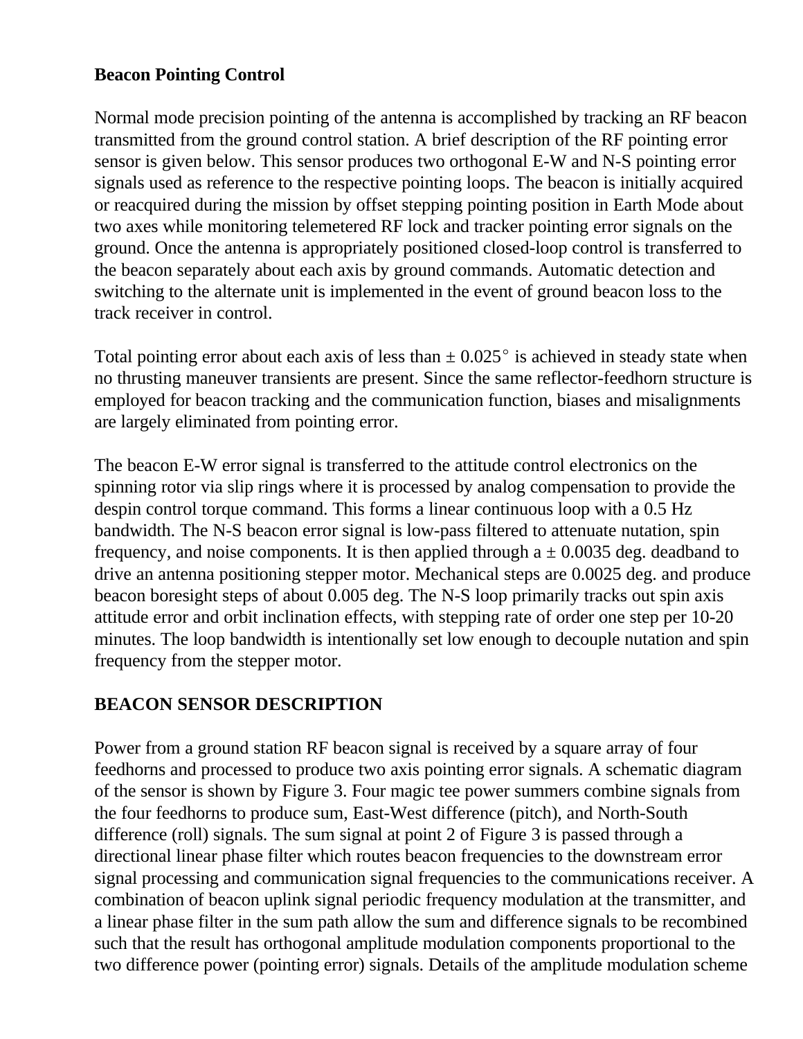**Beacon Pointing Control**

Normal mode precision pointing of the antenna is accomplished by tracking an RF beacon transmitted from the ground control station. A brief description of the RF pointing error sensor is given below. This sensor produces two orthogonal E-W and N-S pointing error signals used as reference to the respective pointing loops. The beacon is initially acquired or reacquired during the mission by offset stepping pointing position in Earth Mode about two axes while monitoring telemetered RF lock and tracker pointing error signals on the ground. Once the antenna is appropriately positioned closed-loop control is transferred to the beacon separately about each axis by ground commands. Automatic detection and switching to the alternate unit is implemented in the event of ground beacon loss to the track receiver in control.

Total pointing error about each axis of less than $\pm 0.025°$ is achieved in steady state when no thrusting maneuver transients are present. Since the same reflector-feedhorn structure is employed for beacon tracking and the communication function, biases and misalignments are largely eliminated from pointing error.

The beacon E-W error signal is transferred to the attitude control electronics on the spinning rotor via slip rings where it is processed by analog compensation to provide the despin control torque command. This forms a linear continuous loop with a 0.5 Hz bandwidth. The N-S beacon error signal is low-pass filtered to attenuate nutation, spin frequency, and noise components. It is then applied through a $\pm$ 0.0035 deg. deadband to drive an antenna positioning stepper motor. Mechanical steps are 0.0025 deg. and produce beacon boresight steps of about 0.005 deg. The N-S loop primarily tracks out spin axis attitude error and orbit inclination effects, with stepping rate of order one step per 10-20 minutes. The loop bandwidth is intentionally set low enough to decouple nutation and spin frequency from the stepper motor.

**BEACON SENSOR DESCRIPTION**

Power from a ground station RF beacon signal is received by a square array of four feedhorns and processed to produce two axis pointing error signals. A schematic diagram of the sensor is shown by Figure 3. Four magic tee power summers combine signals from the four feedhorns to produce sum, East-West difference (pitch), and North-South difference (roll) signals. The sum signal at point 2 of Figure 3 is passed through a directional linear phase filter which routes beacon frequencies to the downstream error signal processing and communication signal frequencies to the communications receiver. A combination of beacon uplink signal periodic frequency modulation at the transmitter, and a linear phase filter in the sum path allow the sum and difference signals to be recombined such that the result has orthogonal amplitude modulation components proportional to the two difference power (pointing error) signals. Details of the amplitude modulation scheme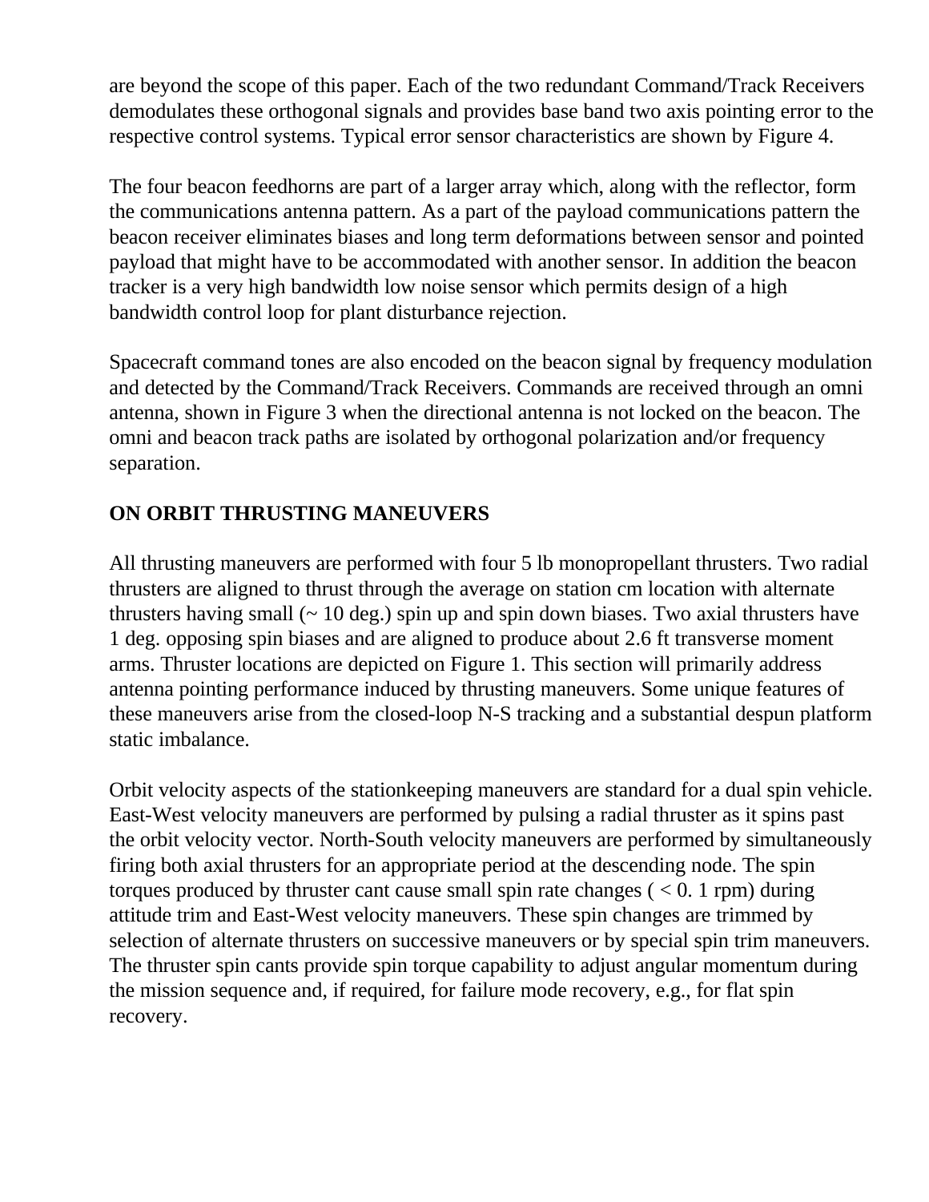are beyond the scope of this paper. Each of the two redundant Command/Track Receivers demodulates these orthogonal signals and provides base band two axis pointing error to the respective control systems. Typical error sensor characteristics are shown by Figure 4.

The four beacon feedhorns are part of a larger array which, along with the reflector, form the communications antenna pattern. As a part of the payload communications pattern the beacon receiver eliminates biases and long term deformations between sensor and pointed payload that might have to be accommodated with another sensor. In addition the beacon tracker is a very high bandwidth low noise sensor which permits design of a high bandwidth control loop for plant disturbance rejection.

Spacecraft command tones are also encoded on the beacon signal by frequency modulation and detected by the Command/Track Receivers. Commands are received through an omni antenna, shown in Figure 3 when the directional antenna is not locked on the beacon. The omni and beacon track paths are isolated by orthogonal polarization and/or frequency separation.

## ON ORBIT THRUSTING MANEUVERS

All thrusting maneuvers are performed with four 5 lb monopropellant thrusters. Two radial thrusters are aligned to thrust through the average on station cm location with alternate thrusters having small (~ 10 deg.) spin up and spin down biases. Two axial thrusters have 1 deg. opposing spin biases and are aligned to produce about 2.6 ft transverse moment arms. Thruster locations are depicted on Figure 1. This section will primarily address antenna pointing performance induced by thrusting maneuvers. Some unique features of these maneuvers arise from the closed-loop N-S tracking and a substantial despun platform static imbalance.

Orbit velocity aspects of the stationkeeping maneuvers are standard for a dual spin vehicle. East-West velocity maneuvers are performed by pulsing a radial thruster as it spins past the orbit velocity vector. North-South velocity maneuvers are performed by simultaneously firing both axial thrusters for an appropriate period at the descending node. The spin torques produced by thruster cant cause small spin rate changes ( < 0. 1 rpm) during attitude trim and East-West velocity maneuvers. These spin changes are trimmed by selection of alternate thrusters on successive maneuvers or by special spin trim maneuvers. The thruster spin cants provide spin torque capability to adjust angular momentum during the mission sequence and, if required, for failure mode recovery, e.g., for flat spin recovery.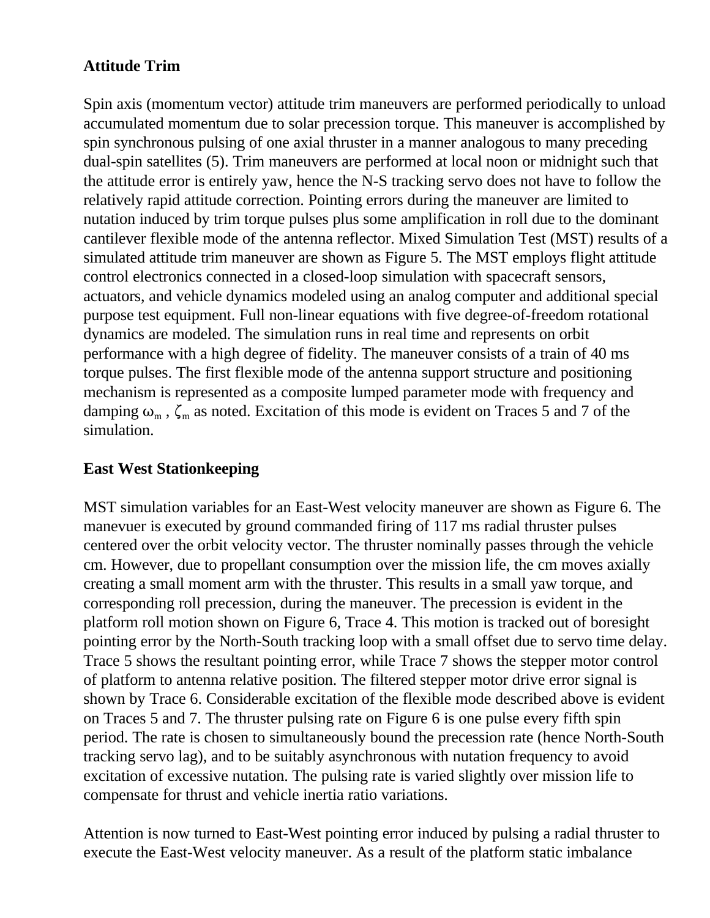## Attitude Trim

Spin axis (momentum vector) attitude trim maneuvers are performed periodically to unload accumulated momentum due to solar precession torque. This maneuver is accomplished by spin synchronous pulsing of one axial thruster in a manner analogous to many preceding dual-spin satellites (5). Trim maneuvers are performed at local noon or midnight such that the attitude error is entirely yaw, hence the N-S tracking servo does not have to follow the relatively rapid attitude correction. Pointing errors during the maneuver are limited to nutation induced by trim torque pulses plus some amplification in roll due to the dominant cantilever flexible mode of the antenna reflector. Mixed Simulation Test (MST) results of a simulated attitude trim maneuver are shown as Figure 5. The MST employs flight attitude control electronics connected in a closed-loop simulation with spacecraft sensors, actuators, and vehicle dynamics modeled using an analog computer and additional special purpose test equipment. Full non-linear equations with five degree-of-freedom rotational dynamics are modeled. The simulation runs in real time and represents on orbit performance with a high degree of fidelity. The maneuver consists of a train of 40 ms torque pulses. The first flexible mode of the antenna support structure and positioning mechanism is represented as a composite lumped parameter mode with frequency and damping $\omega_m$ , $\zeta_m$ as noted. Excitation of this mode is evident on Traces 5 and 7 of the simulation.

## East West Stationkeeping

MST simulation variables for an East-West velocity maneuver are shown as Figure 6. The manevuer is executed by ground commanded firing of 117 ms radial thruster pulses centered over the orbit velocity vector. The thruster nominally passes through the vehicle cm. However, due to propellant consumption over the mission life, the cm moves axially creating a small moment arm with the thruster. This results in a small yaw torque, and corresponding roll precession, during the maneuver. The precession is evident in the platform roll motion shown on Figure 6, Trace 4. This motion is tracked out of boresight pointing error by the North-South tracking loop with a small offset due to servo time delay. Trace 5 shows the resultant pointing error, while Trace 7 shows the stepper motor control of platform to antenna relative position. The filtered stepper motor drive error signal is shown by Trace 6. Considerable excitation of the flexible mode described above is evident on Traces 5 and 7. The thruster pulsing rate on Figure 6 is one pulse every fifth spin period. The rate is chosen to simultaneously bound the precession rate (hence North-South tracking servo lag), and to be suitably asynchronous with nutation frequency to avoid excitation of excessive nutation. The pulsing rate is varied slightly over mission life to compensate for thrust and vehicle inertia ratio variations.

Attention is now turned to East-West pointing error induced by pulsing a radial thruster to execute the East-West velocity maneuver. As a result of the platform static imbalance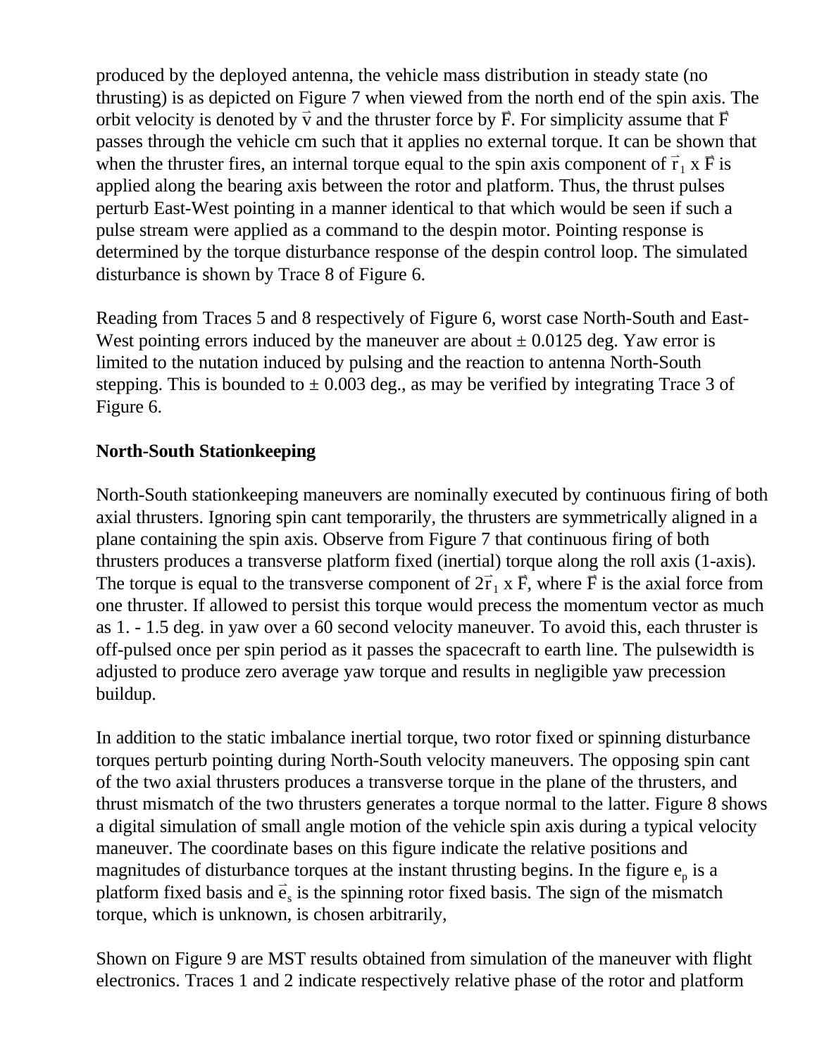produced by the deployed antenna, the vehicle mass distribution in steady state (no thrusting) is as depicted on Figure 7 when viewed from the north end of the spin axis. The orbit velocity is denoted by $\vec{v}$ and the thruster force by $\vec{F}$. For simplicity assume that $\vec{F}$ passes through the vehicle cm such that it applies no external torque. It can be shown that when the thruster fires, an internal torque equal to the spin axis component of $\vec{r}_1 \times \vec{F}$ is applied along the bearing axis between the rotor and platform. Thus, the thrust pulses perturb East-West pointing in a manner identical to that which would be seen if such a pulse stream were applied as a command to the despin motor. Pointing response is determined by the torque disturbance response of the despin control loop. The simulated disturbance is shown by Trace 8 of Figure 6.

Reading from Traces 5 and 8 respectively of Figure 6, worst case North-South and East-West pointing errors induced by the maneuver are about ± 0.0125 deg. Yaw error is limited to the nutation induced by pulsing and the reaction to antenna North-South stepping. This is bounded to ± 0.003 deg., as may be verified by integrating Trace 3 of Figure 6.

**North-South Stationkeeping**

North-South stationkeeping maneuvers are nominally executed by continuous firing of both axial thrusters. Ignoring spin cant temporarily, the thrusters are symmetrically aligned in a plane containing the spin axis. Observe from Figure 7 that continuous firing of both thrusters produces a transverse platform fixed (inertial) torque along the roll axis (1-axis). The torque is equal to the transverse component of $2\vec{r}_1 \times \vec{F}$, where $\vec{F}$ is the axial force from one thruster. If allowed to persist this torque would precess the momentum vector as much as 1. - 1.5 deg. in yaw over a 60 second velocity maneuver. To avoid this, each thruster is off-pulsed once per spin period as it passes the spacecraft to earth line. The pulsewidth is adjusted to produce zero average yaw torque and results in negligible yaw precession buildup.

In addition to the static imbalance inertial torque, two rotor fixed or spinning disturbance torques perturb pointing during North-South velocity maneuvers. The opposing spin cant of the two axial thrusters produces a transverse torque in the plane of the thrusters, and thrust mismatch of the two thrusters generates a torque normal to the latter. Figure 8 shows a digital simulation of small angle motion of the vehicle spin axis during a typical velocity maneuver. The coordinate bases on this figure indicate the relative positions and magnitudes of disturbance torques at the instant thrusting begins. In the figure $e_p$ is a platform fixed basis and $\vec{e}_s$ is the spinning rotor fixed basis. The sign of the mismatch torque, which is unknown, is chosen arbitrarily,

Shown on Figure 9 are MST results obtained from simulation of the maneuver with flight electronics. Traces 1 and 2 indicate respectively relative phase of the rotor and platform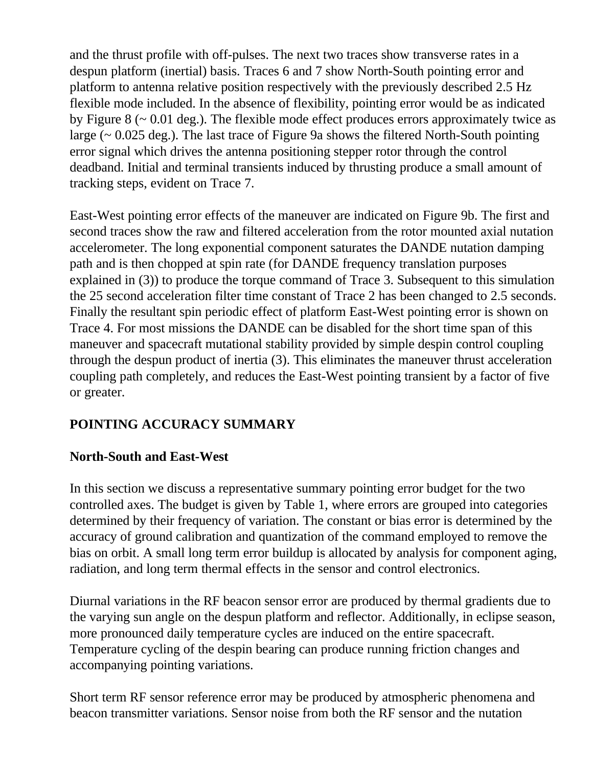and the thrust profile with off-pulses. The next two traces show transverse rates in a despun platform (inertial) basis. Traces 6 and 7 show North-South pointing error and platform to antenna relative position respectively with the previously described 2.5 Hz flexible mode included. In the absence of flexibility, pointing error would be as indicated by Figure 8 (~ 0.01 deg.). The flexible mode effect produces errors approximately twice as large (~ 0.025 deg.). The last trace of Figure 9a shows the filtered North-South pointing error signal which drives the antenna positioning stepper rotor through the control deadband. Initial and terminal transients induced by thrusting produce a small amount of tracking steps, evident on Trace 7.

East-West pointing error effects of the maneuver are indicated on Figure 9b. The first and second traces show the raw and filtered acceleration from the rotor mounted axial nutation accelerometer. The long exponential component saturates the DANDE nutation damping path and is then chopped at spin rate (for DANDE frequency translation purposes explained in (3)) to produce the torque command of Trace 3. Subsequent to this simulation the 25 second acceleration filter time constant of Trace 2 has been changed to 2.5 seconds. Finally the resultant spin periodic effect of platform East-West pointing error is shown on Trace 4. For most missions the DANDE can be disabled for the short time span of this maneuver and spacecraft mutational stability provided by simple despin control coupling through the despun product of inertia (3). This eliminates the maneuver thrust acceleration coupling path completely, and reduces the East-West pointing transient by a factor of five or greater.

## POINTING ACCURACY SUMMARY

### North-South and East-West

In this section we discuss a representative summary pointing error budget for the two controlled axes. The budget is given by Table 1, where errors are grouped into categories determined by their frequency of variation. The constant or bias error is determined by the accuracy of ground calibration and quantization of the command employed to remove the bias on orbit. A small long term error buildup is allocated by analysis for component aging, radiation, and long term thermal effects in the sensor and control electronics.

Diurnal variations in the RF beacon sensor error are produced by thermal gradients due to the varying sun angle on the despun platform and reflector. Additionally, in eclipse season, more pronounced daily temperature cycles are induced on the entire spacecraft. Temperature cycling of the despin bearing can produce running friction changes and accompanying pointing variations.

Short term RF sensor reference error may be produced by atmospheric phenomena and beacon transmitter variations. Sensor noise from both the RF sensor and the nutation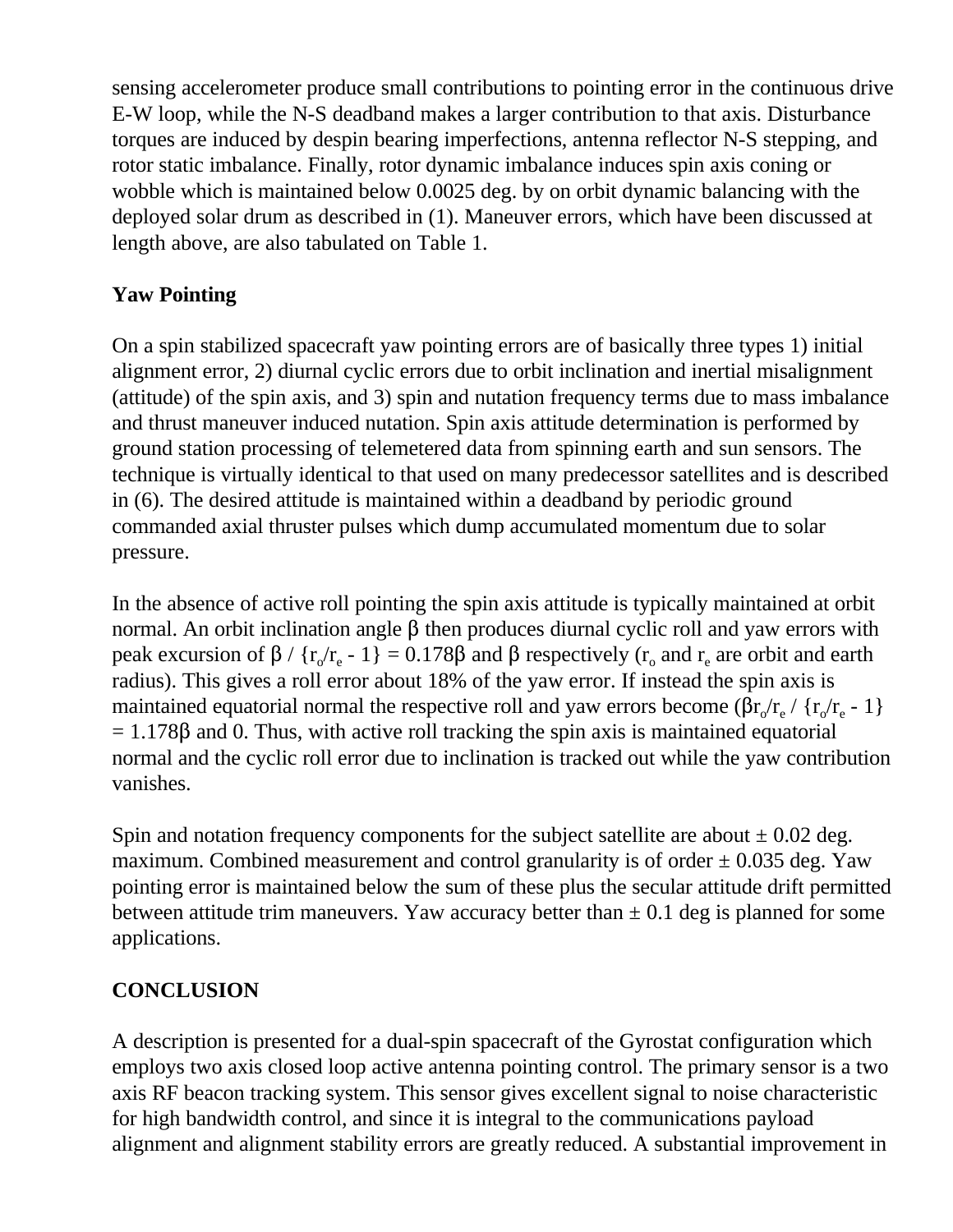sensing accelerometer produce small contributions to pointing error in the continuous drive E-W loop, while the N-S deadband makes a larger contribution to that axis. Disturbance torques are induced by despin bearing imperfections, antenna reflector N-S stepping, and rotor static imbalance. Finally, rotor dynamic imbalance induces spin axis coning or wobble which is maintained below 0.0025 deg. by on orbit dynamic balancing with the deployed solar drum as described in (1). Maneuver errors, which have been discussed at length above, are also tabulated on Table 1.

## Yaw Pointing

On a spin stabilized spacecraft yaw pointing errors are of basically three types 1) initial alignment error, 2) diurnal cyclic errors due to orbit inclination and inertial misalignment (attitude) of the spin axis, and 3) spin and nutation frequency terms due to mass imbalance and thrust maneuver induced nutation. Spin axis attitude determination is performed by ground station processing of telemetered data from spinning earth and sun sensors. The technique is virtually identical to that used on many predecessor satellites and is described in (6). The desired attitude is maintained within a deadband by periodic ground commanded axial thruster pulses which dump accumulated momentum due to solar pressure.

In the absence of active roll pointing the spin axis attitude is typically maintained at orbit normal. An orbit inclination angle $\beta$ then produces diurnal cyclic roll and yaw errors with peak excursion of $\beta / \{r_o/r_e - 1\} = 0.178\beta$ and $\beta$ respectively ($r_o$ and $r_e$ are orbit and earth radius). This gives a roll error about 18% of the yaw error. If instead the spin axis is maintained equatorial normal the respective roll and yaw errors become $(\beta r_o/r_e / \{r_o/r_e - 1\} = 1.178\beta$ and 0. Thus, with active roll tracking the spin axis is maintained equatorial normal and the cyclic roll error due to inclination is tracked out while the yaw contribution vanishes.

Spin and notation frequency components for the subject satellite are about ± 0.02 deg. maximum. Combined measurement and control granularity is of order ± 0.035 deg. Yaw pointing error is maintained below the sum of these plus the secular attitude drift permitted between attitude trim maneuvers. Yaw accuracy better than ± 0.1 deg is planned for some applications.

## CONCLUSION

A description is presented for a dual-spin spacecraft of the Gyrostat configuration which employs two axis closed loop active antenna pointing control. The primary sensor is a two axis RF beacon tracking system. This sensor gives excellent signal to noise characteristic for high bandwidth control, and since it is integral to the communications payload alignment and alignment stability errors are greatly reduced. A substantial improvement in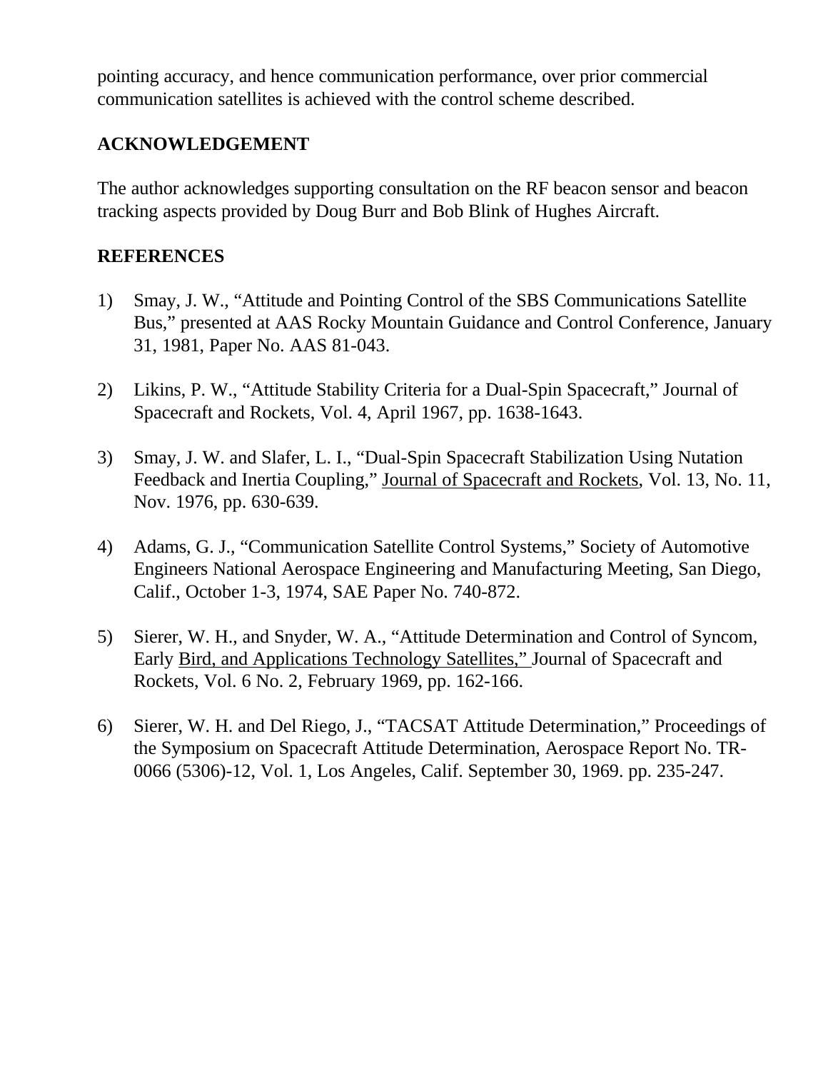pointing accuracy, and hence communication performance, over prior commercial communication satellites is achieved with the control scheme described.

## ACKNOWLEDGEMENT

The author acknowledges supporting consultation on the RF beacon sensor and beacon tracking aspects provided by Doug Burr and Bob Blink of Hughes Aircraft.

## REFERENCES

1) Smay, J. W., "Attitude and Pointing Control of the SBS Communications Satellite Bus," presented at AAS Rocky Mountain Guidance and Control Conference, January 31, 1981, Paper No. AAS 81-043.

2) Likins, P. W., "Attitude Stability Criteria for a Dual-Spin Spacecraft," Journal of Spacecraft and Rockets, Vol. 4, April 1967, pp. 1638-1643.

3) Smay, J. W. and Slafer, L. I., "Dual-Spin Spacecraft Stabilization Using Nutation Feedback and Inertia Coupling," Journal of Spacecraft and Rockets, Vol. 13, No. 11, Nov. 1976, pp. 630-639.

4) Adams, G. J., "Communication Satellite Control Systems," Society of Automotive Engineers National Aerospace Engineering and Manufacturing Meeting, San Diego, Calif., October 1-3, 1974, SAE Paper No. 740-872.

5) Sierer, W. H., and Snyder, W. A., "Attitude Determination and Control of Syncom, Early Bird, and Applications Technology Satellites," Journal of Spacecraft and Rockets, Vol. 6 No. 2, February 1969, pp. 162-166.

6) Sierer, W. H. and Del Riego, J., "TACSAT Attitude Determination," Proceedings of the Symposium on Spacecraft Attitude Determination, Aerospace Report No. TR-0066 (5306)-12, Vol. 1, Los Angeles, Calif. September 30, 1969. pp. 235-247.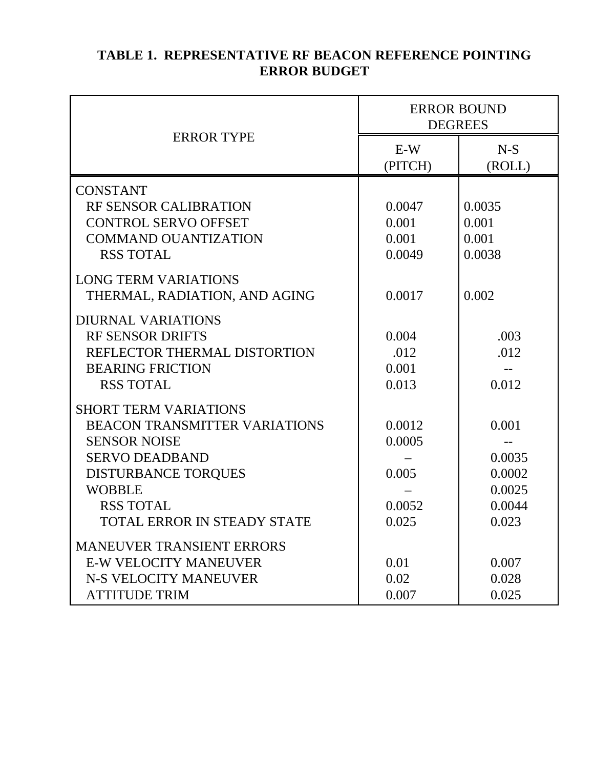**TABLE 1. REPRESENTATIVE RF BEACON REFERENCE POINTING ERROR BUDGET**

| ERROR TYPE | ERROR BOUND DEGREES | |
|---|---|---|
| | E-W (PITCH) | N-S (ROLL) |
| CONSTANT | | |
| RF SENSOR CALIBRATION | 0.0047 | 0.0035 |
| CONTROL SERVO OFFSET | 0.001 | 0.001 |
| COMMAND OUANTIZATION | 0.001 | 0.001 |
| RSS TOTAL | 0.0049 | 0.0038 |
| LONG TERM VARIATIONS | | |
| THERMAL, RADIATION, AND AGING | 0.0017 | 0.002 |
| DIURNAL VARIATIONS | | |
| RF SENSOR DRIFTS | 0.004 | .003 |
| REFLECTOR THERMAL DISTORTION | .012 | .012 |
| BEARING FRICTION | 0.001 | -- |
| RSS TOTAL | 0.013 | 0.012 |
| SHORT TERM VARIATIONS | | |
| BEACON TRANSMITTER VARIATIONS | 0.0012 | 0.001 |
| SENSOR NOISE | 0.0005 | -- |
| SERVO DEADBAND | – | 0.0035 |
| DISTURBANCE TORQUES | 0.005 | 0.0002 |
| WOBBLE | – | 0.0025 |
| RSS TOTAL | 0.0052 | 0.0044 |
| TOTAL ERROR IN STEADY STATE | 0.025 | 0.023 |
| MANEUVER TRANSIENT ERRORS | | |
| E-W VELOCITY MANEUVER | 0.01 | 0.007 |
| N-S VELOCITY MANEUVER | 0.02 | 0.028 |
| ATTITUDE TRIM | 0.007 | 0.025 |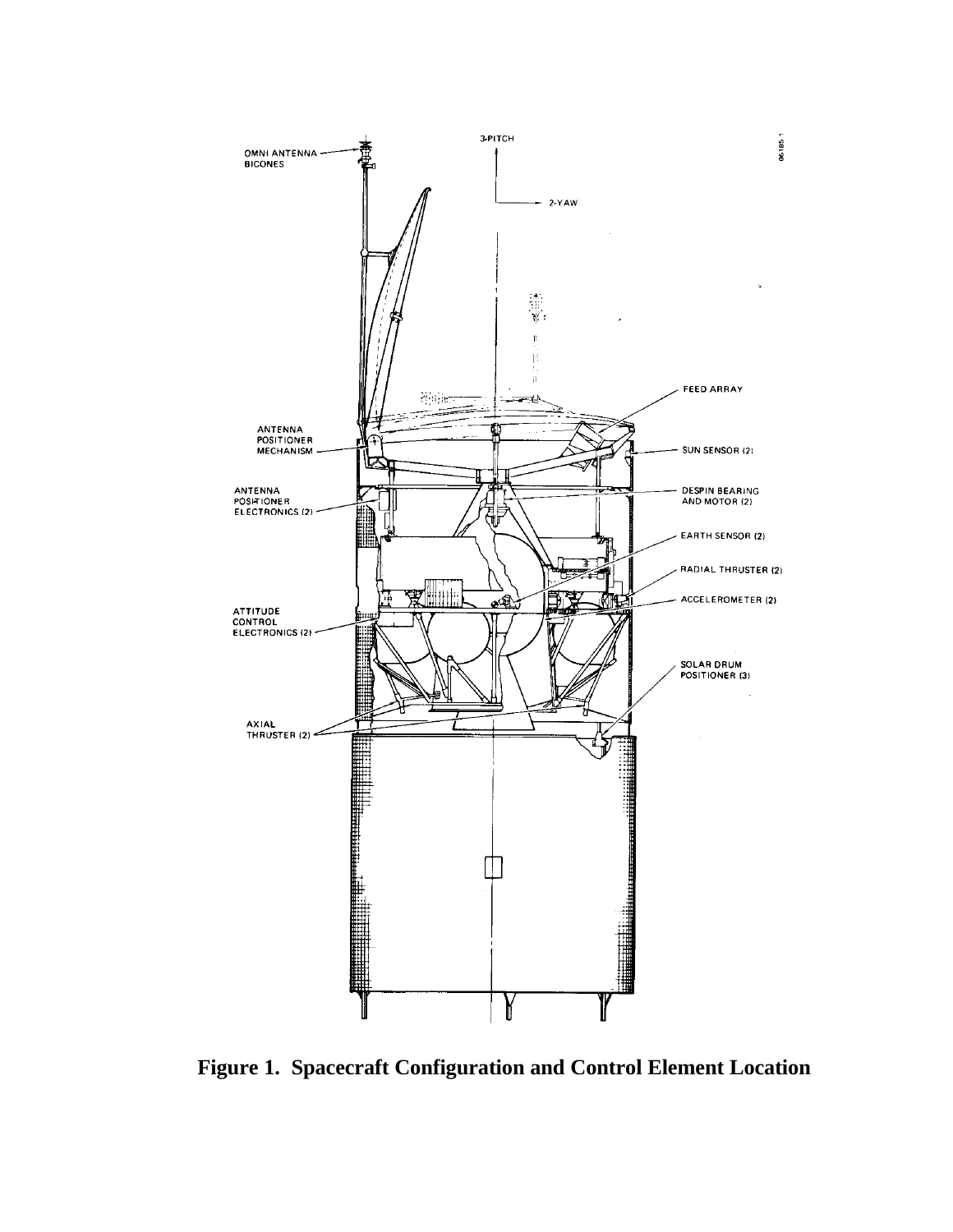Figure 1. Spacecraft Configuration and Control Element Location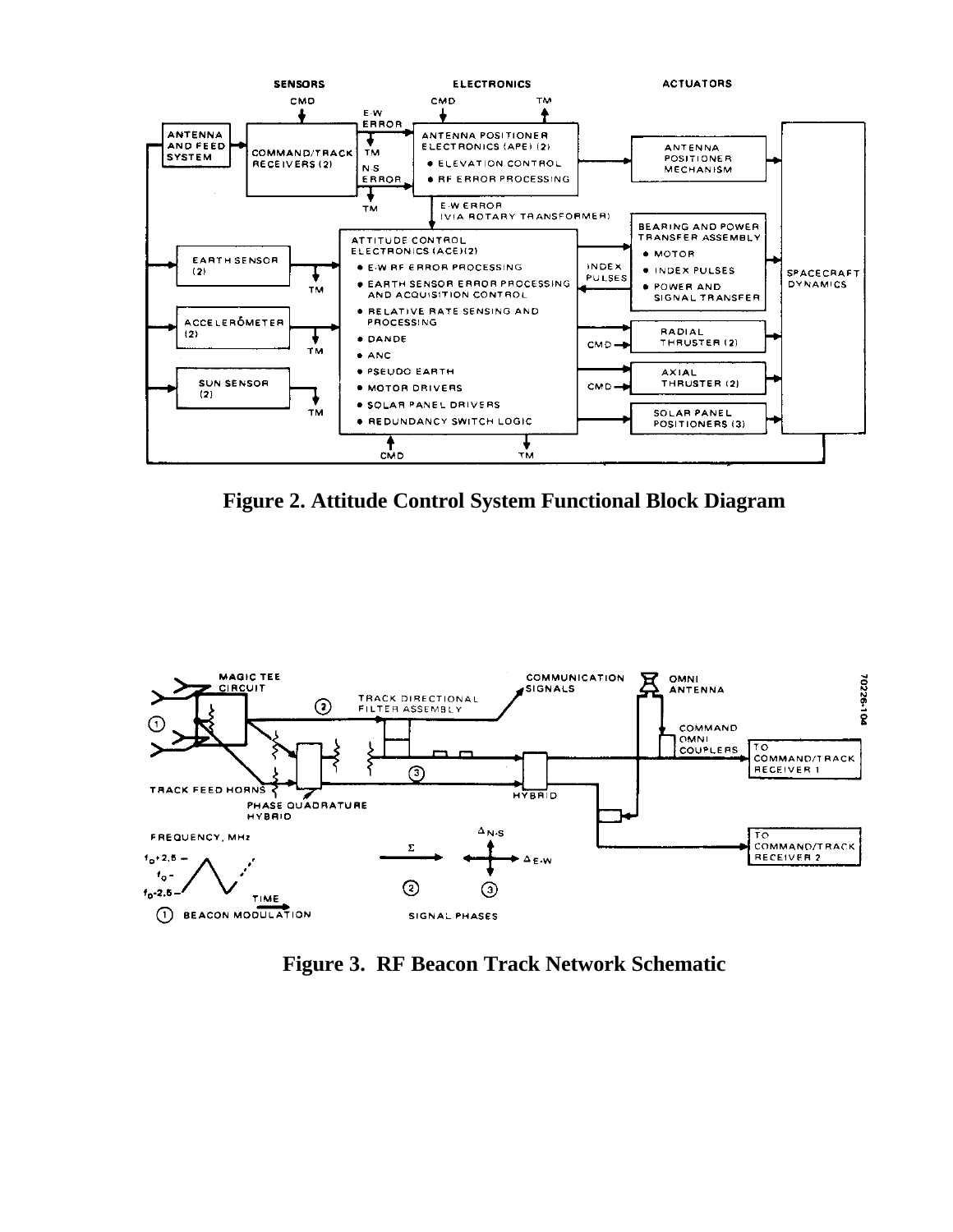**Figure 2. Attitude Control System Functional Block Diagram**

**Figure 3. RF Beacon Track Network Schematic**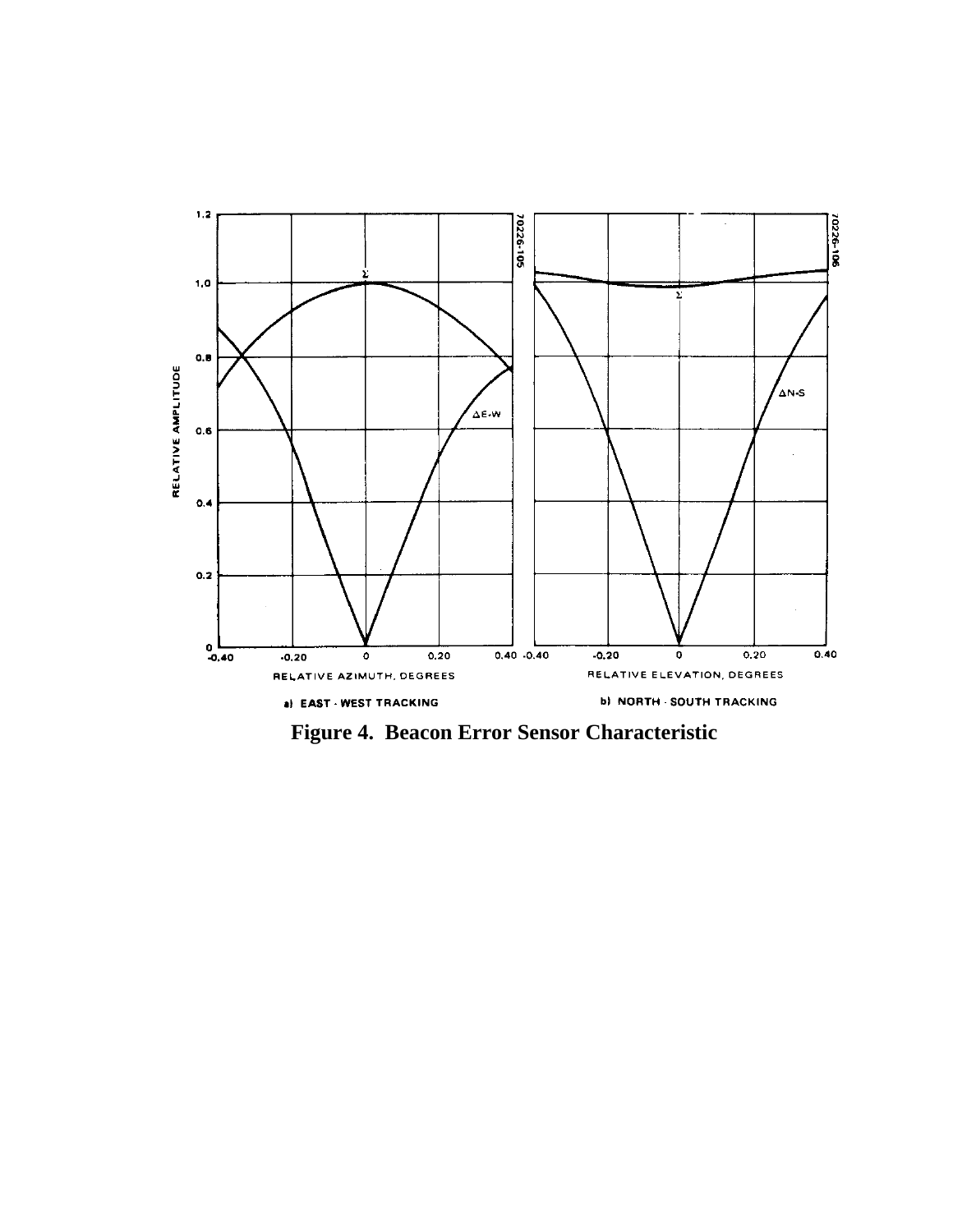**Figure 4. Beacon Error Sensor Characteristic**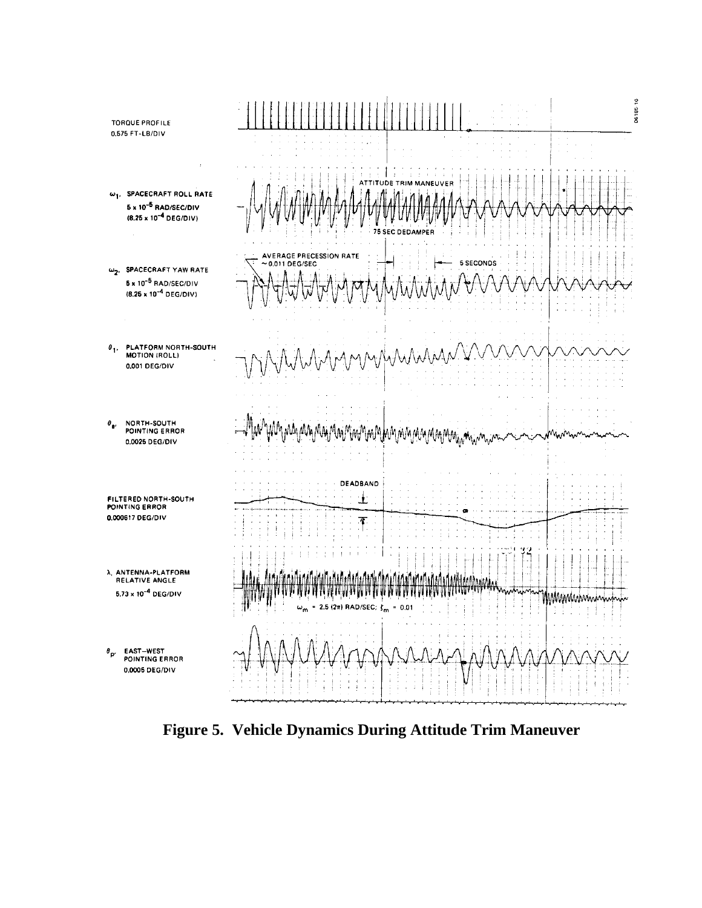**Figure 5. Vehicle Dynamics During Attitude Trim Maneuver**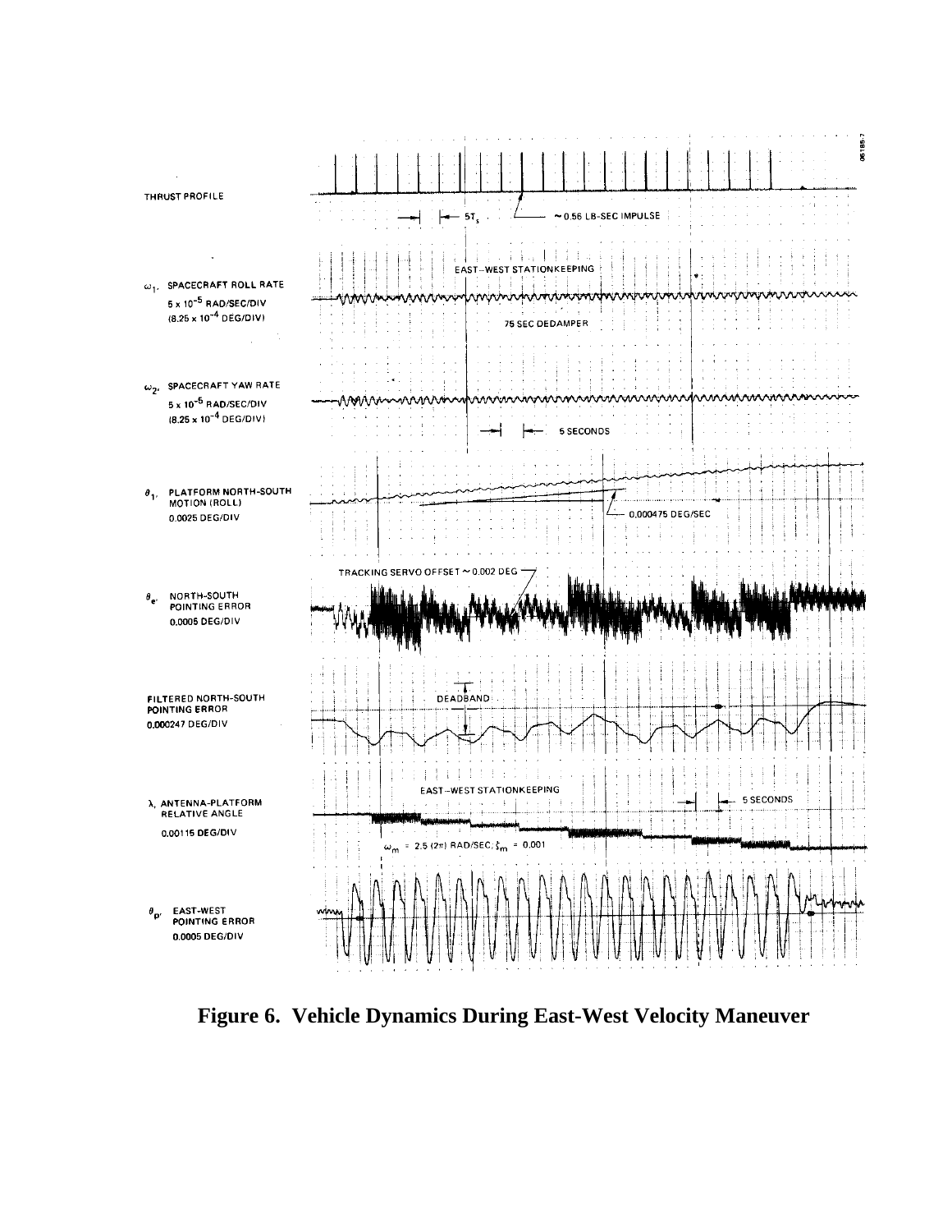**Figure 6. Vehicle Dynamics During East-West Velocity Maneuver**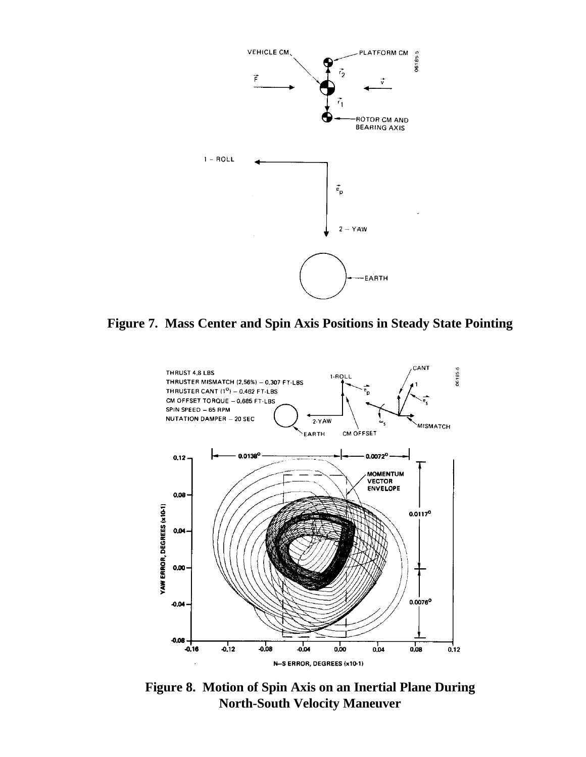Figure 7. Mass Center and Spin Axis Positions in Steady State Pointing

Figure 8. Motion of Spin Axis on an Inertial Plane During North-South Velocity Maneuver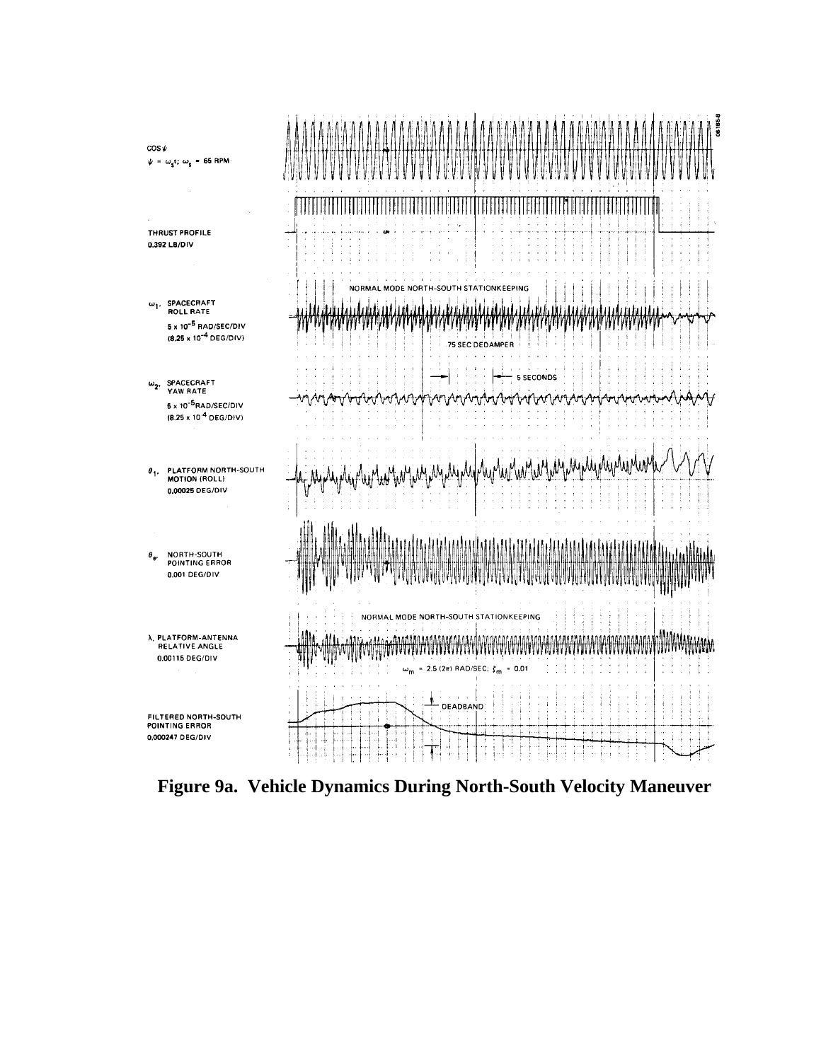**Figure 9a. Vehicle Dynamics During North-South Velocity Maneuver**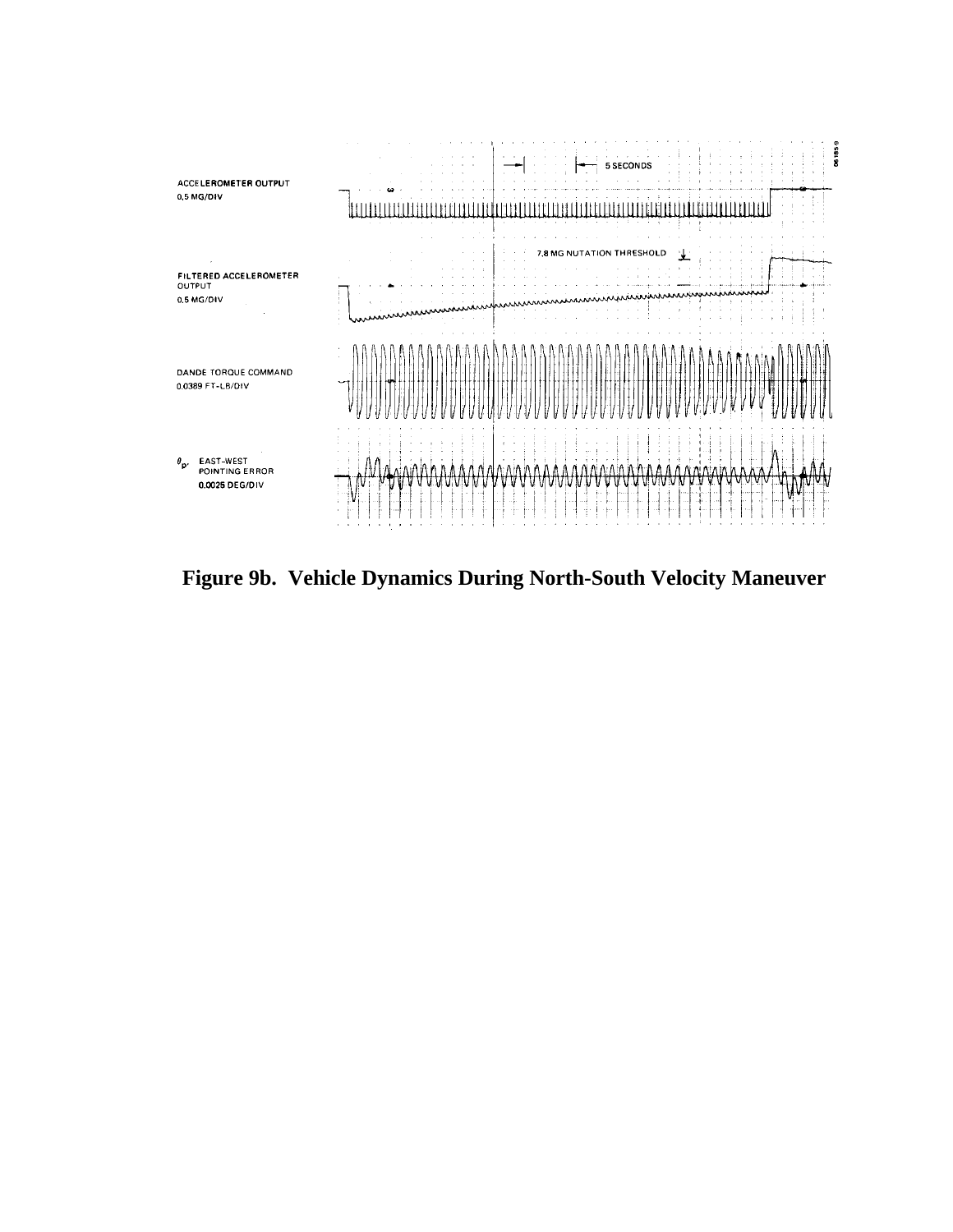5 SECONDS

ACCELEROMETER OUTPUT
0.5 MG/DIV

7.8 MG NUTATION THRESHOLD

FILTERED ACCELEROMETER
OUTPUT
0.5 MG/DIV

DANDE TORQUE COMMAND
0.0389 FT-LB/DIV

$\theta_p$, EAST-WEST
POINTING ERROR
0.0025 DEG/DIV

**Figure 9b. Vehicle Dynamics During North-South Velocity Maneuver**